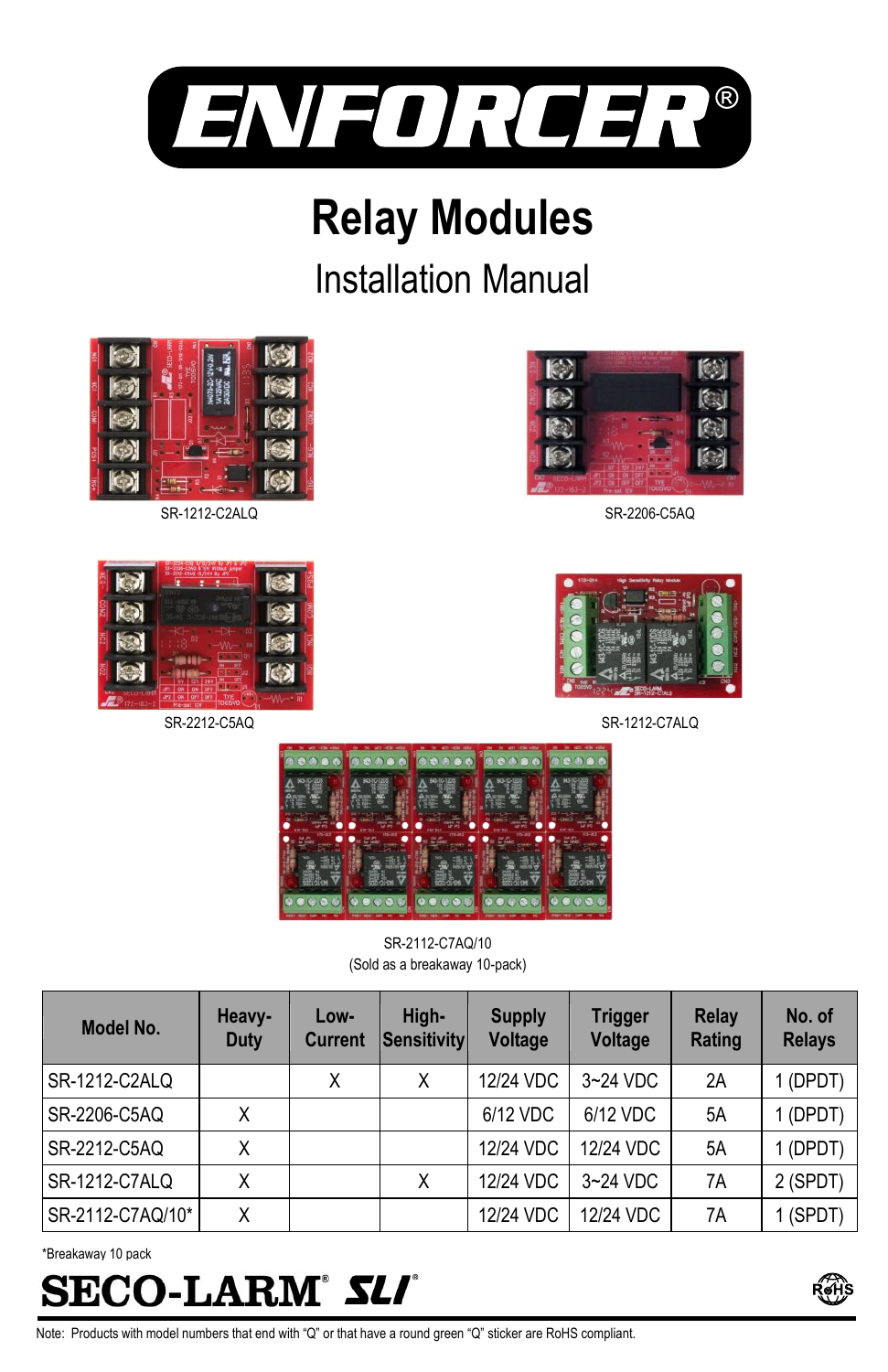# ENFORCER®

# Relay Modules

## Installation Manual

SR-1212-C2ALQ

SR-2206-C5AQ

SR-2212-C5AQ

SR-1212-C7ALQ

SR-2112-C7AQ/10
(Sold as a breakaway 10-pack)

| Model No. | Heavy-Duty | Low-Current | High-Sensitivity | Supply Voltage | Trigger Voltage | Relay Rating | No. of Relays |
|---|---|---|---|---|---|---|---|
| SR-1212-C2ALQ | | X | X | 12/24 VDC | 3~24 VDC | 2A | 1 (DPDT) |
| SR-2206-C5AQ | X | | | 6/12 VDC | 6/12 VDC | 5A | 1 (DPDT) |
| SR-2212-C5AQ | X | | | 12/24 VDC | 12/24 VDC | 5A | 1 (DPDT) |
| SR-1212-C7ALQ | X | | X | 12/24 VDC | 3~24 VDC | 7A | 2 (SPDT) |
| SR-2112-C7AQ/10* | X | | | 12/24 VDC | 12/24 VDC | 7A | 1 (SPDT) |

*Breakaway 10 pack

SECO-LARM® SLI®

Note: Products with model numbers that end with "Q" or that have a round green "Q" sticker are RoHS compliant.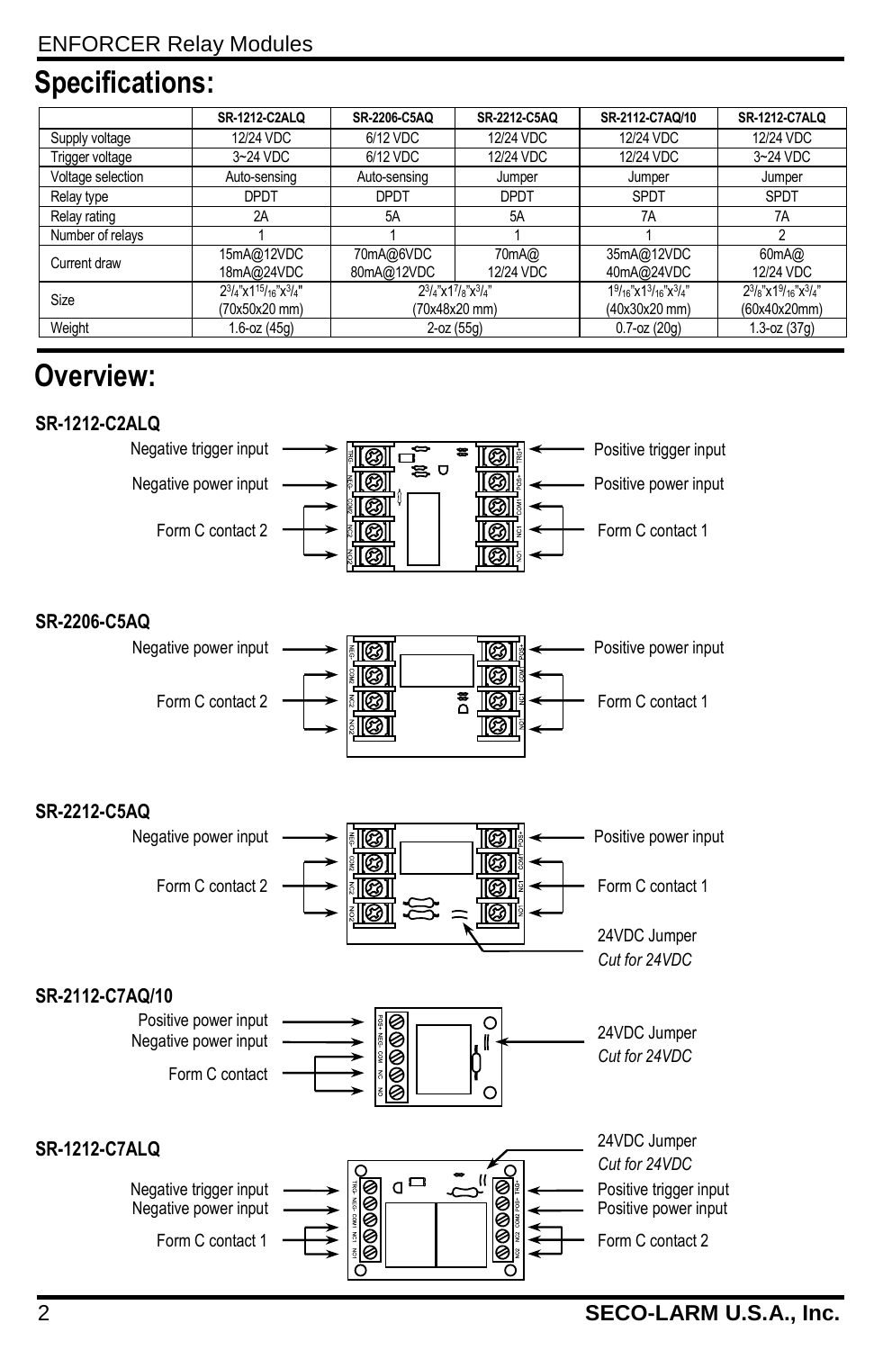# Specifications:

| | SR-1212-C2ALQ | SR-2206-C5AQ | SR-2212-C5AQ | SR-2112-C7AQ/10 | SR-1212-C7ALQ |
|---|---|---|---|---|---|
| Supply voltage | 12/24 VDC | 6/12 VDC | 12/24 VDC | 12/24 VDC | 12/24 VDC |
| Trigger voltage | 3~24 VDC | 6/12 VDC | 12/24 VDC | 12/24 VDC | 3~24 VDC |
| Voltage selection | Auto-sensing | Auto-sensing | Jumper | Jumper | Jumper |
| Relay type | DPDT | DPDT | DPDT | SPDT | SPDT |
| Relay rating | 2A | 5A | 5A | 7A | 7A |
| Number of relays | 1 | 1 | 1 | 1 | 2 |
| Current draw | 15mA@12VDC 18mA@24VDC | 70mA@6VDC 80mA@12VDC | 70mA@ 12/24 VDC | 35mA@12VDC 40mA@24VDC | 60mA@ 12/24 VDC |
| Size | 2¾"x1$^{15}$/$_{16}$"x¾" (70x50x20 mm) | 2¾"x1⅞"x¾" (70x48x20 mm) | | 1$^{9}$/$_{16}$"x1$^{3}$/$_{16}$"x¾" (40x30x20 mm) | 2⅜"x1$^{9}$/$_{16}$"x¾" (60x40x20mm) |
| Weight | 1.6-oz (45g) | 2-oz (55g) | | 0.7-oz (20g) | 1.3-oz (37g) |

# Overview:

**SR-1212-C2ALQ**

Negative trigger input — Positive trigger input
Negative power input — Positive power input
Form C contact 2 — Form C contact 1

**SR-2206-C5AQ**

Negative power input — Positive power input
Form C contact 2 — Form C contact 1

**SR-2212-C5AQ**

Negative power input — Positive power input
Form C contact 2 — Form C contact 1
24VDC Jumper *Cut for 24VDC*

**SR-2112-C7AQ/10**

Positive power input
Negative power input
Form C contact
24VDC Jumper *Cut for 24VDC*

**SR-1212-C7ALQ**

24VDC Jumper *Cut for 24VDC*
Negative trigger input — Positive trigger input
Negative power input — Positive power input
Form C contact 1 — Form C contact 2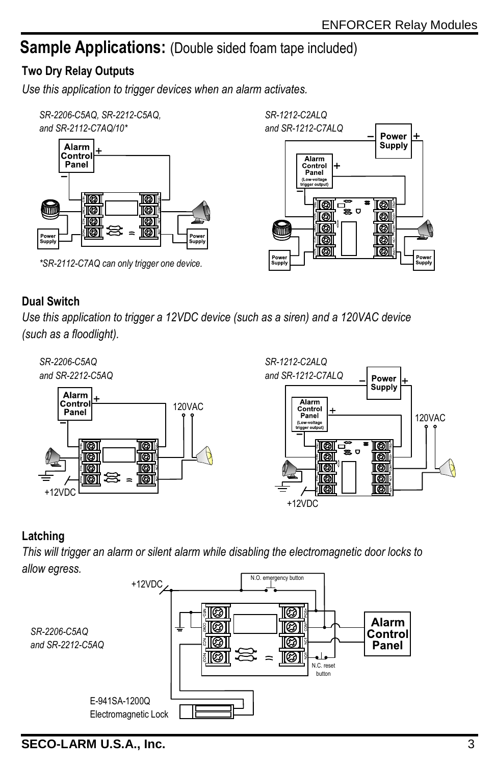# **Sample Applications:** (Double sided foam tape included)

## Two Dry Relay Outputs

*Use this application to trigger devices when an alarm activates.*

*SR-2206-C5AQ, SR-2212-C5AQ, and SR-2112-C7AQ/10**

Alarm Control Panel

Power Supply

Power Supply

**SR-2112-C7AQ can only trigger one device.*

*SR-1212-C2ALQ and SR-1212-C7ALQ*

Power Supply

Alarm Control Panel (Low-voltage trigger output)

Power Supply

Power Supply

## Dual Switch

*Use this application to trigger a 12VDC device (such as a siren) and a 120VAC device (such as a floodlight).*

*SR-2206-C5AQ and SR-2212-C5AQ*

Alarm Control Panel

120VAC

+12VDC

*SR-1212-C2ALQ and SR-1212-C7ALQ*

Power Supply

Alarm Control Panel (Low-voltage trigger output)

120VAC

+12VDC

## Latching

*This will trigger an alarm or silent alarm while disabling the electromagnetic door locks to allow egress.*

+12VDC

N.O. emergency button

*SR-2206-C5AQ and SR-2212-C5AQ*

Alarm Control Panel

N.C. reset button

E-941SA-1200Q Electromagnetic Lock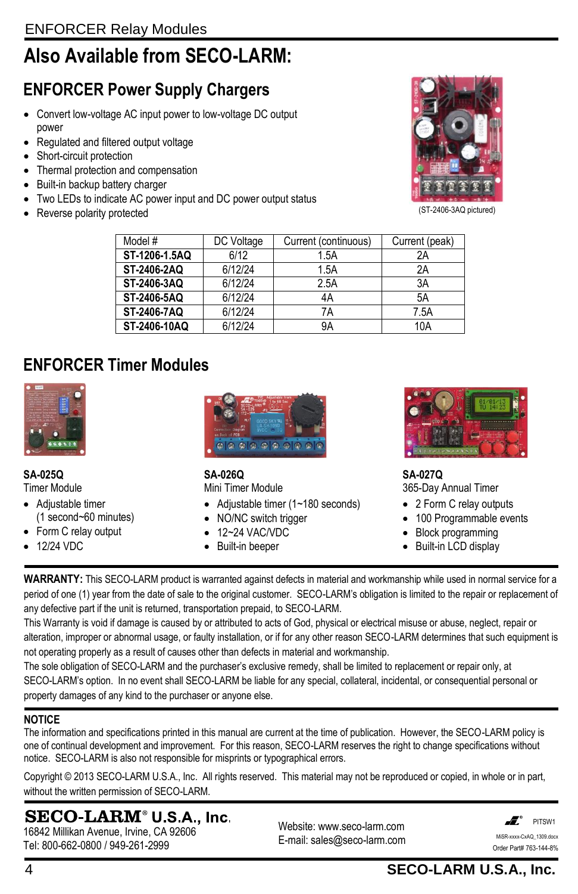# Also Available from SECO-LARM:

## ENFORCER Power Supply Chargers

- Convert low-voltage AC input power to low-voltage DC output power
- Regulated and filtered output voltage
- Short-circuit protection
- Thermal protection and compensation
- Built-in backup battery charger
- Two LEDs to indicate AC power input and DC power output status
- Reverse polarity protected

(ST-2406-3AQ pictured)

| Model # | DC Voltage | Current (continuous) | Current (peak) |
|---|---|---|---|
| **ST-1206-1.5AQ** | 6/12 | 1.5A | 2A |
| **ST-2406-2AQ** | 6/12/24 | 1.5A | 2A |
| **ST-2406-3AQ** | 6/12/24 | 2.5A | 3A |
| **ST-2406-5AQ** | 6/12/24 | 4A | 5A |
| **ST-2406-7AQ** | 6/12/24 | 7A | 7.5A |
| **ST-2406-10AQ** | 6/12/24 | 9A | 10A |

## ENFORCER Timer Modules

**SA-025Q**
Timer Module

- Adjustable timer (1 second~60 minutes)
- Form C relay output
- 12/24 VDC

**SA-026Q**
Mini Timer Module

- Adjustable timer (1~180 seconds)
- NO/NC switch trigger
- 12~24 VAC/VDC
- Built-in beeper

**SA-027Q**
365-Day Annual Timer

- 2 Form C relay outputs
- 100 Programmable events
- Block programming
- Built-in LCD display

**WARRANTY:** This SECO-LARM product is warranted against defects in material and workmanship while used in normal service for a period of one (1) year from the date of sale to the original customer. SECO-LARM's obligation is limited to the repair or replacement of any defective part if the unit is returned, transportation prepaid, to SECO-LARM.
This Warranty is void if damage is caused by or attributed to acts of God, physical or electrical misuse or abuse, neglect, repair or alteration, improper or abnormal usage, or faulty installation, or if for any other reason SECO-LARM determines that such equipment is not operating properly as a result of causes other than defects in material and workmanship.
The sole obligation of SECO-LARM and the purchaser's exclusive remedy, shall be limited to replacement or repair only, at SECO-LARM's option. In no event shall SECO-LARM be liable for any special, collateral, incidental, or consequential personal or property damages of any kind to the purchaser or anyone else.

**NOTICE**
The information and specifications printed in this manual are current at the time of publication. However, the SECO-LARM policy is one of continual development and improvement. For this reason, SECO-LARM reserves the right to change specifications without notice. SECO-LARM is also not responsible for misprints or typographical errors.

Copyright © 2013 SECO-LARM U.S.A., Inc. All rights reserved. This material may not be reproduced or copied, in whole or in part, without the written permission of SECO-LARM.

**SECO-LARM® U.S.A., Inc.**
16842 Millikan Avenue, Irvine, CA 92606
Tel: 800-662-0800 / 949-261-2999

Website: www.seco-larm.com
E-mail: sales@seco-larm.com

PITSW1
MiSR-xxxx-CxAQ_1309.docx
Order Part# 763-144-8%